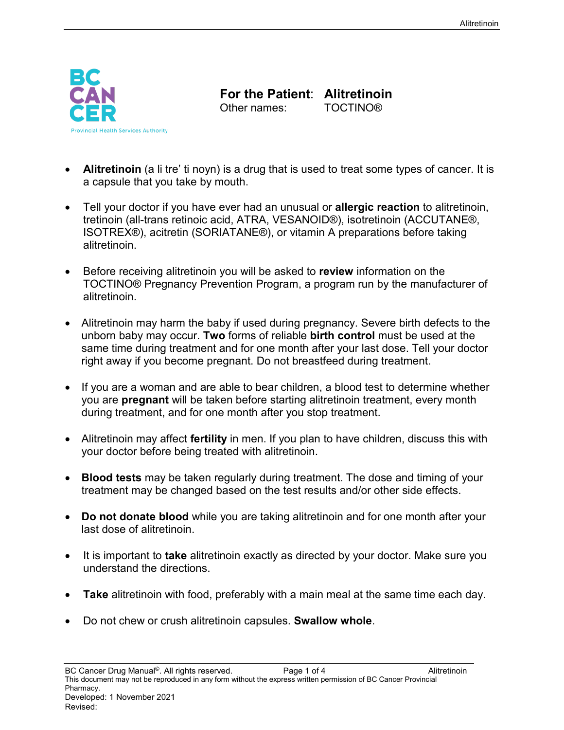# For the Patient: Alitretinoin

Other names: TOCTINO®

- **Alitretinoin** (a li tre' ti noyn) is a drug that is used to treat some types of cancer. It is a capsule that you take by mouth.
- Tell your doctor if you have ever had an unusual or **allergic reaction** to alitretinoin, tretinoin (all-trans retinoic acid, ATRA, VESANOID®), isotretinoin (ACCUTANE®, ISOTREX®), acitretin (SORIATANE®), or vitamin A preparations before taking alitretinoin.
- Before receiving alitretinoin you will be asked to **review** information on the TOCTINO® Pregnancy Prevention Program, a program run by the manufacturer of alitretinoin.
- Alitretinoin may harm the baby if used during pregnancy. Severe birth defects to the unborn baby may occur. **Two** forms of reliable **birth control** must be used at the same time during treatment and for one month after your last dose. Tell your doctor right away if you become pregnant. Do not breastfeed during treatment.
- If you are a woman and are able to bear children, a blood test to determine whether you are **pregnant** will be taken before starting alitretinoin treatment, every month during treatment, and for one month after you stop treatment.
- Alitretinoin may affect **fertility** in men. If you plan to have children, discuss this with your doctor before being treated with alitretinoin.
- **Blood tests** may be taken regularly during treatment. The dose and timing of your treatment may be changed based on the test results and/or other side effects.
- **Do not donate blood** while you are taking alitretinoin and for one month after your last dose of alitretinoin.
- It is important to **take** alitretinoin exactly as directed by your doctor. Make sure you understand the directions.
- **Take** alitretinoin with food, preferably with a main meal at the same time each day.
- Do not chew or crush alitretinoin capsules. **Swallow whole**.

BC Cancer Drug Manual©. All rights reserved.
This document may not be reproduced in any form without the express written permission of BC Cancer Provincial Pharmacy.
Developed: 1 November 2021
Revised: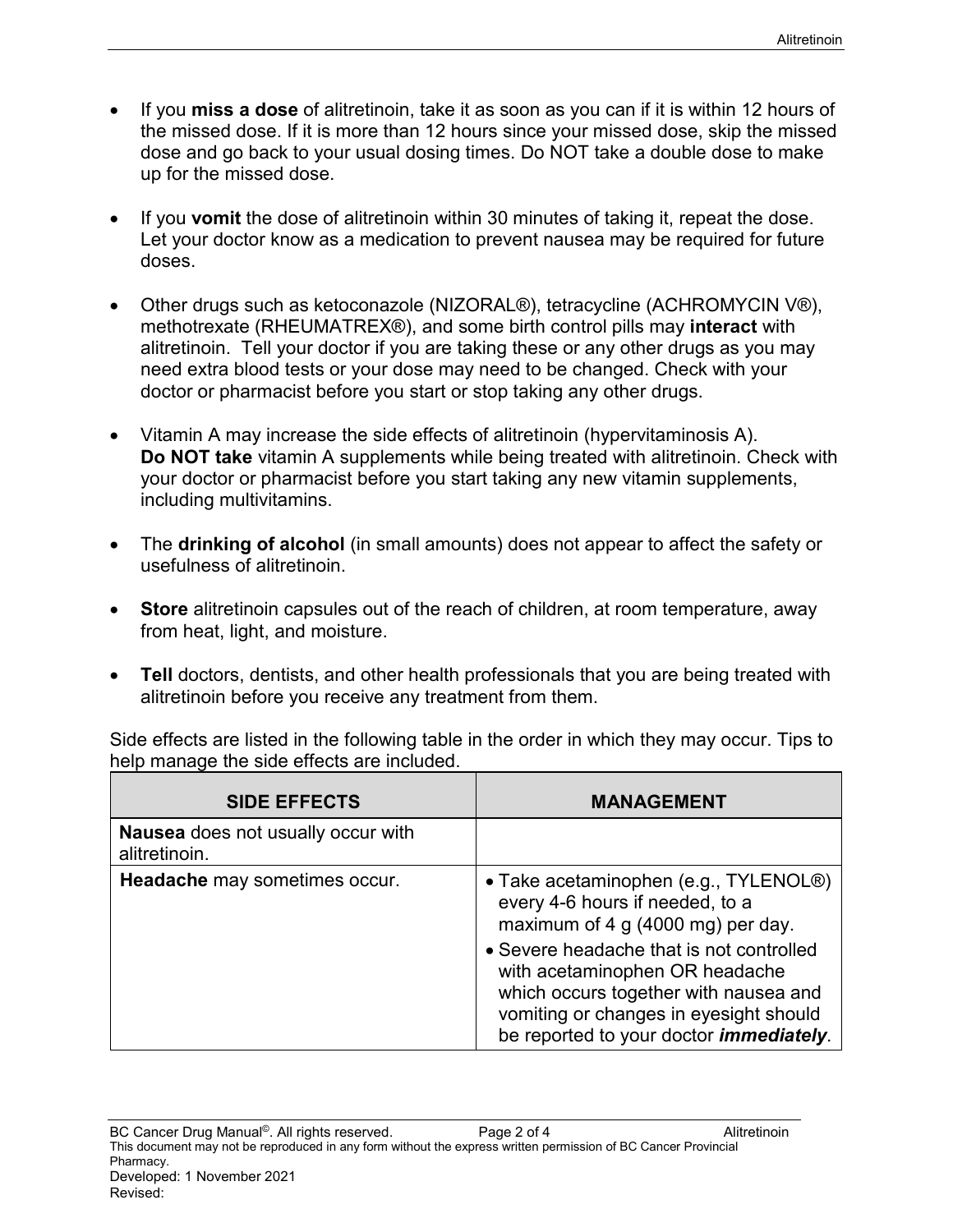- If you **miss a dose** of alitretinoin, take it as soon as you can if it is within 12 hours of the missed dose. If it is more than 12 hours since your missed dose, skip the missed dose and go back to your usual dosing times. Do NOT take a double dose to make up for the missed dose.

- If you **vomit** the dose of alitretinoin within 30 minutes of taking it, repeat the dose. Let your doctor know as a medication to prevent nausea may be required for future doses.

- Other drugs such as ketoconazole (NIZORAL®), tetracycline (ACHROMYCIN V®), methotrexate (RHEUMATREX®), and some birth control pills may **interact** with alitretinoin. Tell your doctor if you are taking these or any other drugs as you may need extra blood tests or your dose may need to be changed. Check with your doctor or pharmacist before you start or stop taking any other drugs.

- Vitamin A may increase the side effects of alitretinoin (hypervitaminosis A). **Do NOT take** vitamin A supplements while being treated with alitretinoin. Check with your doctor or pharmacist before you start taking any new vitamin supplements, including multivitamins.

- The **drinking of alcohol** (in small amounts) does not appear to affect the safety or usefulness of alitretinoin.

- **Store** alitretinoin capsules out of the reach of children, at room temperature, away from heat, light, and moisture.

- **Tell** doctors, dentists, and other health professionals that you are being treated with alitretinoin before you receive any treatment from them.

Side effects are listed in the following table in the order in which they may occur. Tips to help manage the side effects are included.

| SIDE EFFECTS | MANAGEMENT |
| --- | --- |
| **Nausea** does not usually occur with alitretinoin. | |
| **Headache** may sometimes occur. | • Take acetaminophen (e.g., TYLENOL®) every 4-6 hours if needed, to a maximum of 4 g (4000 mg) per day.<br>• Severe headache that is not controlled with acetaminophen OR headache which occurs together with nausea and vomiting or changes in eyesight should be reported to your doctor ***immediately***. |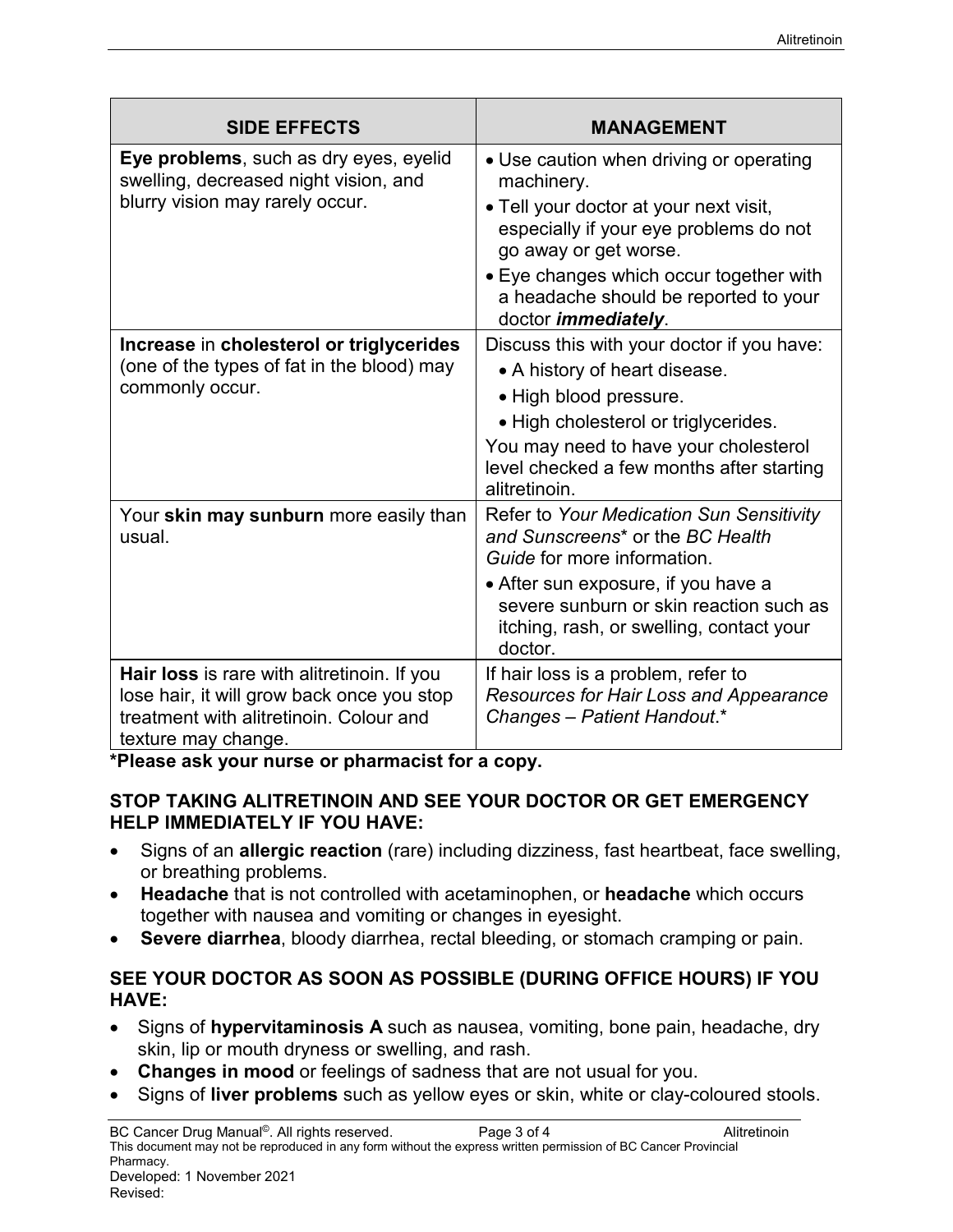| SIDE EFFECTS | MANAGEMENT |
|---|---|
| **Eye problems**, such as dry eyes, eyelid swelling, decreased night vision, and blurry vision may rarely occur. | • Use caution when driving or operating machinery.<br>• Tell your doctor at your next visit, especially if your eye problems do not go away or get worse.<br>• Eye changes which occur together with a headache should be reported to your doctor ***immediately***. |
| **Increase** in **cholesterol or triglycerides** (one of the types of fat in the blood) may commonly occur. | Discuss this with your doctor if you have:<br>• A history of heart disease.<br>• High blood pressure.<br>• High cholesterol or triglycerides.<br>You may need to have your cholesterol level checked a few months after starting alitretinoin. |
| Your **skin may sunburn** more easily than usual. | Refer to *Your Medication Sun Sensitivity and Sunscreens*\* or the *BC Health Guide* for more information.<br>• After sun exposure, if you have a severe sunburn or skin reaction such as itching, rash, or swelling, contact your doctor. |
| **Hair loss** is rare with alitretinoin. If you lose hair, it will grow back once you stop treatment with alitretinoin. Colour and texture may change. | If hair loss is a problem, refer to *Resources for Hair Loss and Appearance Changes – Patient Handout*.\* |

**\*Please ask your nurse or pharmacist for a copy.**

**STOP TAKING ALITRETINOIN AND SEE YOUR DOCTOR OR GET EMERGENCY HELP IMMEDIATELY IF YOU HAVE:**

- Signs of an **allergic reaction** (rare) including dizziness, fast heartbeat, face swelling, or breathing problems.
- **Headache** that is not controlled with acetaminophen, or **headache** which occurs together with nausea and vomiting or changes in eyesight.
- **Severe diarrhea**, bloody diarrhea, rectal bleeding, or stomach cramping or pain.

**SEE YOUR DOCTOR AS SOON AS POSSIBLE (DURING OFFICE HOURS) IF YOU HAVE:**

- Signs of **hypervitaminosis A** such as nausea, vomiting, bone pain, headache, dry skin, lip or mouth dryness or swelling, and rash.
- **Changes in mood** or feelings of sadness that are not usual for you.
- Signs of **liver problems** such as yellow eyes or skin, white or clay-coloured stools.

BC Cancer Drug Manual©. All rights reserved. Alitretinoin
This document may not be reproduced in any form without the express written permission of BC Cancer Provincial Pharmacy.
Developed: 1 November 2021
Revised: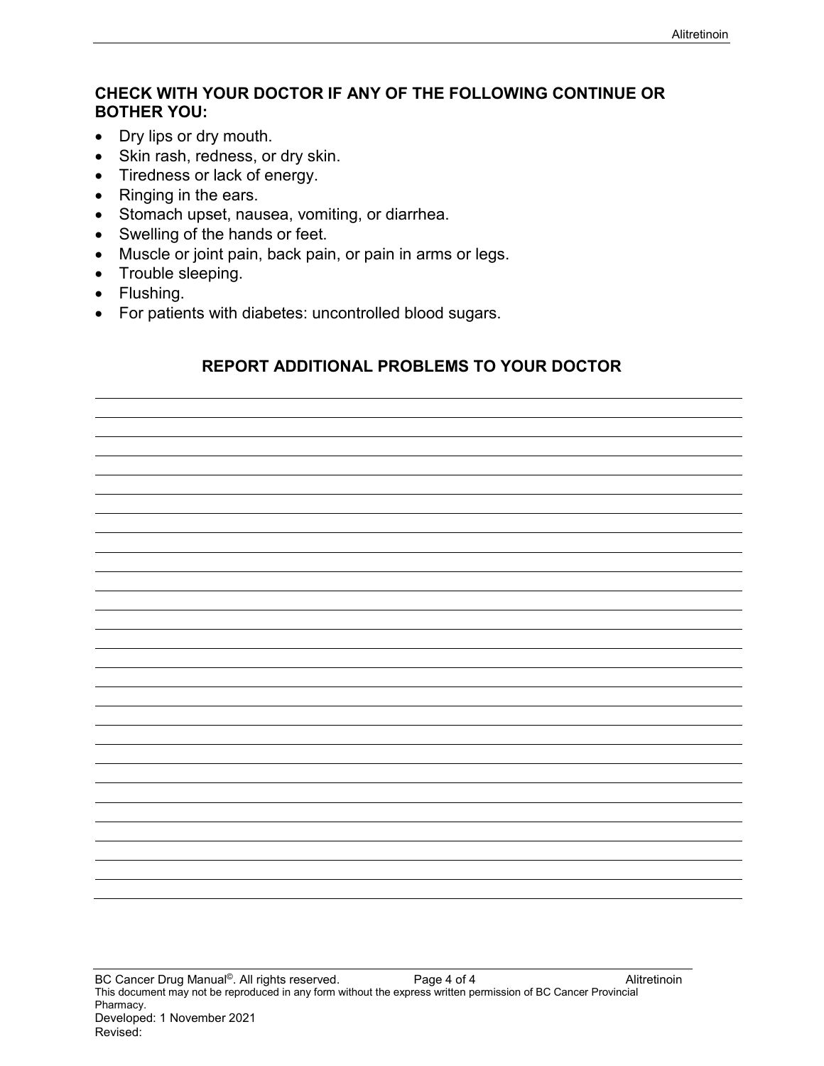**CHECK WITH YOUR DOCTOR IF ANY OF THE FOLLOWING CONTINUE OR BOTHER YOU:**

- Dry lips or dry mouth.
- Skin rash, redness, or dry skin.
- Tiredness or lack of energy.
- Ringing in the ears.
- Stomach upset, nausea, vomiting, or diarrhea.
- Swelling of the hands or feet.
- Muscle or joint pain, back pain, or pain in arms or legs.
- Trouble sleeping.
- Flushing.
- For patients with diabetes: uncontrolled blood sugars.

**REPORT ADDITIONAL PROBLEMS TO YOUR DOCTOR**

BC Cancer Drug Manual©. All rights reserved.

This document may not be reproduced in any form without the express written permission of BC Cancer Provincial Pharmacy.

Developed: 1 November 2021

Revised: